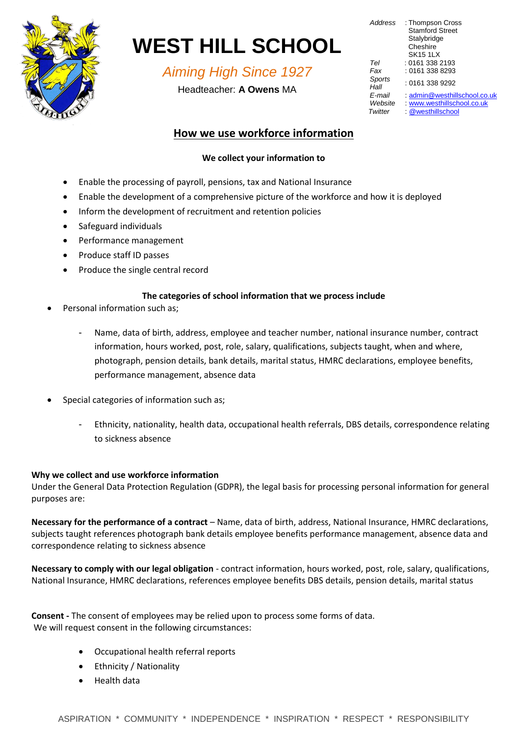# WEST HILL SCHOOL

*Aiming High Since 1927*

Headteacher: **A Owens** MA

*Address* : Thompson Cross
Stamford Street
Stalybridge
Cheshire
SK15 1LX
*Tel* : 0161 338 2193
*Fax* : 0161 338 8293
*Sports Hall* : 0161 338 9292
*E-mail* : admin@westhillschool.co.uk
*Website* : www.westhillschool.co.uk
*Twitter* : @westhillschool

## How we use workforce information

**We collect your information to**

- Enable the processing of payroll, pensions, tax and National Insurance
- Enable the development of a comprehensive picture of the workforce and how it is deployed
- Inform the development of recruitment and retention policies
- Safeguard individuals
- Performance management
- Produce staff ID passes
- Produce the single central record

**The categories of school information that we process include**

- Personal information such as;
  - Name, data of birth, address, employee and teacher number, national insurance number, contract information, hours worked, post, role, salary, qualifications, subjects taught, when and where, photograph, pension details, bank details, marital status, HMRC declarations, employee benefits, performance management, absence data
- Special categories of information such as;
  - Ethnicity, nationality, health data, occupational health referrals, DBS details, correspondence relating to sickness absence

**Why we collect and use workforce information**
Under the General Data Protection Regulation (GDPR), the legal basis for processing personal information for general purposes are:

**Necessary for the performance of a contract** – Name, data of birth, address, National Insurance, HMRC declarations, subjects taught references photograph bank details employee benefits performance management, absence data and correspondence relating to sickness absence

**Necessary to comply with our legal obligation** - contract information, hours worked, post, role, salary, qualifications, National Insurance, HMRC declarations, references employee benefits DBS details, pension details, marital status

**Consent -** The consent of employees may be relied upon to process some forms of data.
We will request consent in the following circumstances:

- Occupational health referral reports
- Ethnicity / Nationality
- Health data

ASPIRATION * COMMUNITY * INDEPENDENCE * INSPIRATION * RESPECT * RESPONSIBILITY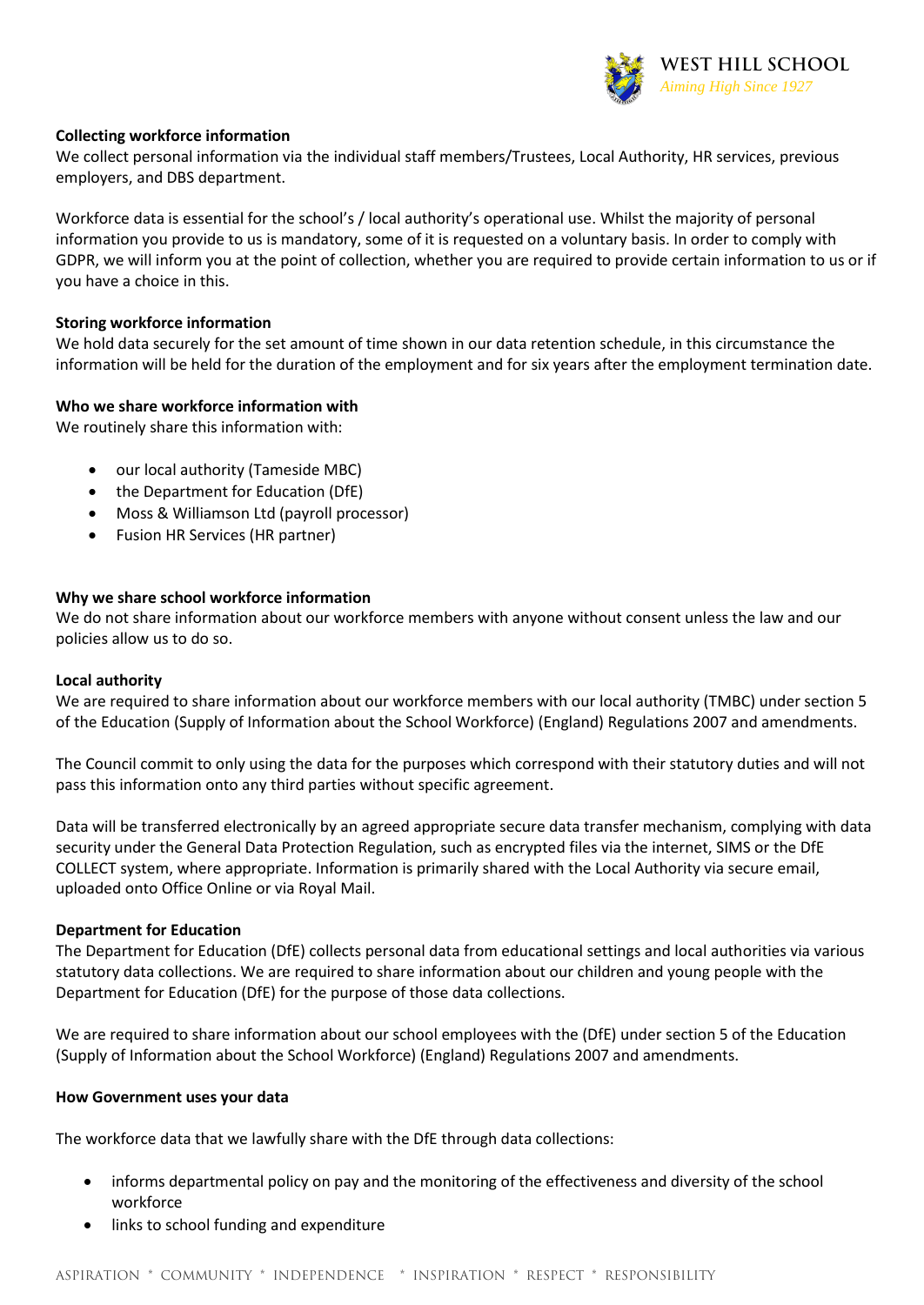**Collecting workforce information**

We collect personal information via the individual staff members/Trustees, Local Authority, HR services, previous employers, and DBS department.

Workforce data is essential for the school's / local authority's operational use. Whilst the majority of personal information you provide to us is mandatory, some of it is requested on a voluntary basis. In order to comply with GDPR, we will inform you at the point of collection, whether you are required to provide certain information to us or if you have a choice in this.

**Storing workforce information**

We hold data securely for the set amount of time shown in our data retention schedule, in this circumstance the information will be held for the duration of the employment and for six years after the employment termination date.

**Who we share workforce information with**

We routinely share this information with:

- our local authority (Tameside MBC)
- the Department for Education (DfE)
- Moss & Williamson Ltd (payroll processor)
- Fusion HR Services (HR partner)

**Why we share school workforce information**

We do not share information about our workforce members with anyone without consent unless the law and our policies allow us to do so.

**Local authority**

We are required to share information about our workforce members with our local authority (TMBC) under section 5 of the Education (Supply of Information about the School Workforce) (England) Regulations 2007 and amendments.

The Council commit to only using the data for the purposes which correspond with their statutory duties and will not pass this information onto any third parties without specific agreement.

Data will be transferred electronically by an agreed appropriate secure data transfer mechanism, complying with data security under the General Data Protection Regulation, such as encrypted files via the internet, SIMS or the DfE COLLECT system, where appropriate. Information is primarily shared with the Local Authority via secure email, uploaded onto Office Online or via Royal Mail.

**Department for Education**

The Department for Education (DfE) collects personal data from educational settings and local authorities via various statutory data collections. We are required to share information about our children and young people with the Department for Education (DfE) for the purpose of those data collections.

We are required to share information about our school employees with the (DfE) under section 5 of the Education (Supply of Information about the School Workforce) (England) Regulations 2007 and amendments.

**How Government uses your data**

The workforce data that we lawfully share with the DfE through data collections:

- informs departmental policy on pay and the monitoring of the effectiveness and diversity of the school workforce
- links to school funding and expenditure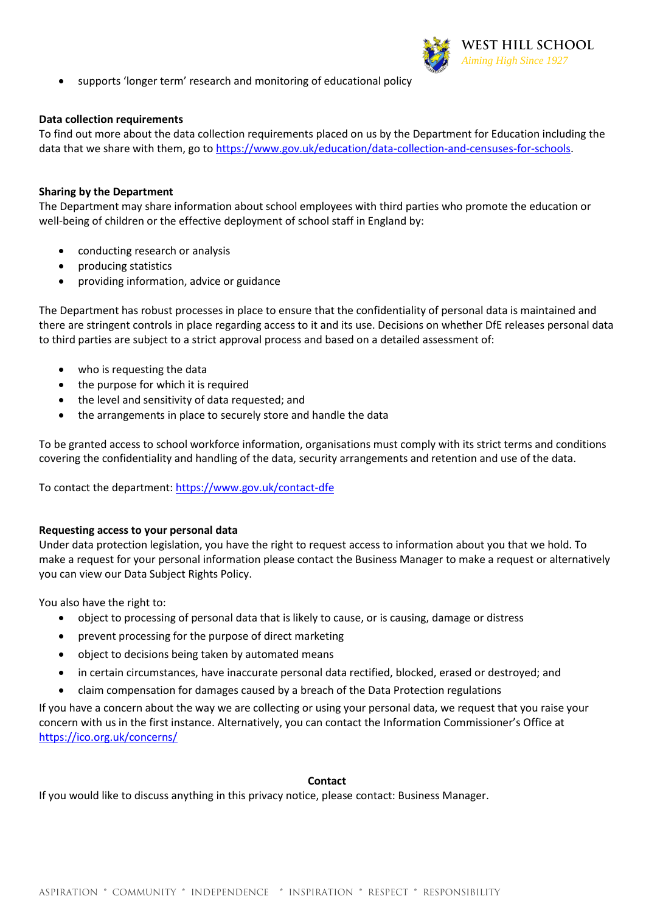- supports 'longer term' research and monitoring of educational policy

**Data collection requirements**
To find out more about the data collection requirements placed on us by the Department for Education including the data that we share with them, go to https://www.gov.uk/education/data-collection-and-censuses-for-schools.

**Sharing by the Department**
The Department may share information about school employees with third parties who promote the education or well-being of children or the effective deployment of school staff in England by:

- conducting research or analysis
- producing statistics
- providing information, advice or guidance

The Department has robust processes in place to ensure that the confidentiality of personal data is maintained and there are stringent controls in place regarding access to it and its use. Decisions on whether DfE releases personal data to third parties are subject to a strict approval process and based on a detailed assessment of:

- who is requesting the data
- the purpose for which it is required
- the level and sensitivity of data requested; and
- the arrangements in place to securely store and handle the data

To be granted access to school workforce information, organisations must comply with its strict terms and conditions covering the confidentiality and handling of the data, security arrangements and retention and use of the data.

To contact the department: https://www.gov.uk/contact-dfe

**Requesting access to your personal data**
Under data protection legislation, you have the right to request access to information about you that we hold. To make a request for your personal information please contact the Business Manager to make a request or alternatively you can view our Data Subject Rights Policy.

You also have the right to:

- object to processing of personal data that is likely to cause, or is causing, damage or distress
- prevent processing for the purpose of direct marketing
- object to decisions being taken by automated means
- in certain circumstances, have inaccurate personal data rectified, blocked, erased or destroyed; and
- claim compensation for damages caused by a breach of the Data Protection regulations

If you have a concern about the way we are collecting or using your personal data, we request that you raise your concern with us in the first instance. Alternatively, you can contact the Information Commissioner's Office at https://ico.org.uk/concerns/

**Contact**

If you would like to discuss anything in this privacy notice, please contact: Business Manager.